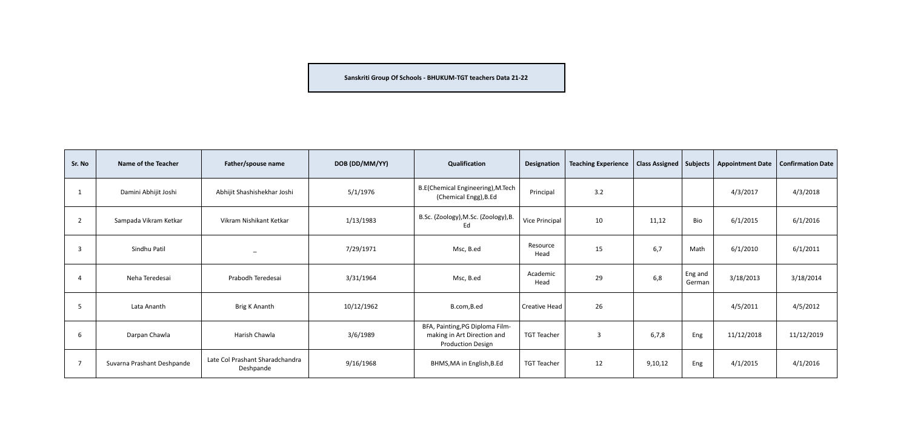**Sanskriti Group Of Schools - BHUKUM-TGT teachers Data 21-22**

| Sr. No | Name of the Teacher | Father/spouse name | DOB (DD/MM/YY) | Qualification | Designation | Teaching Experience | Class Assigned | Subjects | Appointment Date | Confirmation Date |
|---|---|---|---|---|---|---|---|---|---|---|
| 1 | Damini Abhijit Joshi | Abhijit Shashishekhar Joshi | 5/1/1976 | B.E(Chemical Engineering),M.Tech (Chemical Engg),B.Ed | Principal | 3.2 | | | 4/3/2017 | 4/3/2018 |
| 2 | Sampada Vikram Ketkar | Vikram Nishikant Ketkar | 1/13/1983 | B.Sc. (Zoology),M.Sc. (Zoology),B. Ed | Vice Principal | 10 | 11,12 | Bio | 6/1/2015 | 6/1/2016 |
| 3 | Sindhu Patil | _ | 7/29/1971 | Msc, B.ed | Resource Head | 15 | 6,7 | Math | 6/1/2010 | 6/1/2011 |
| 4 | Neha Teredesai | Prabodh Teredesai | 3/31/1964 | Msc, B.ed | Academic Head | 29 | 6,8 | Eng and German | 3/18/2013 | 3/18/2014 |
| 5 | Lata Ananth | Brig K Ananth | 10/12/1962 | B.com,B.ed | Creative Head | 26 | | | 4/5/2011 | 4/5/2012 |
| 6 | Darpan Chawla | Harish Chawla | 3/6/1989 | BFA, Painting,PG Diploma Film-making in Art Direction and Production Design | TGT Teacher | 3 | 6,7,8 | Eng | 11/12/2018 | 11/12/2019 |
| 7 | Suvarna Prashant Deshpande | Late Col Prashant Sharadchandra Deshpande | 9/16/1968 | BHMS,MA in English,B.Ed | TGT Teacher | 12 | 9,10,12 | Eng | 4/1/2015 | 4/1/2016 |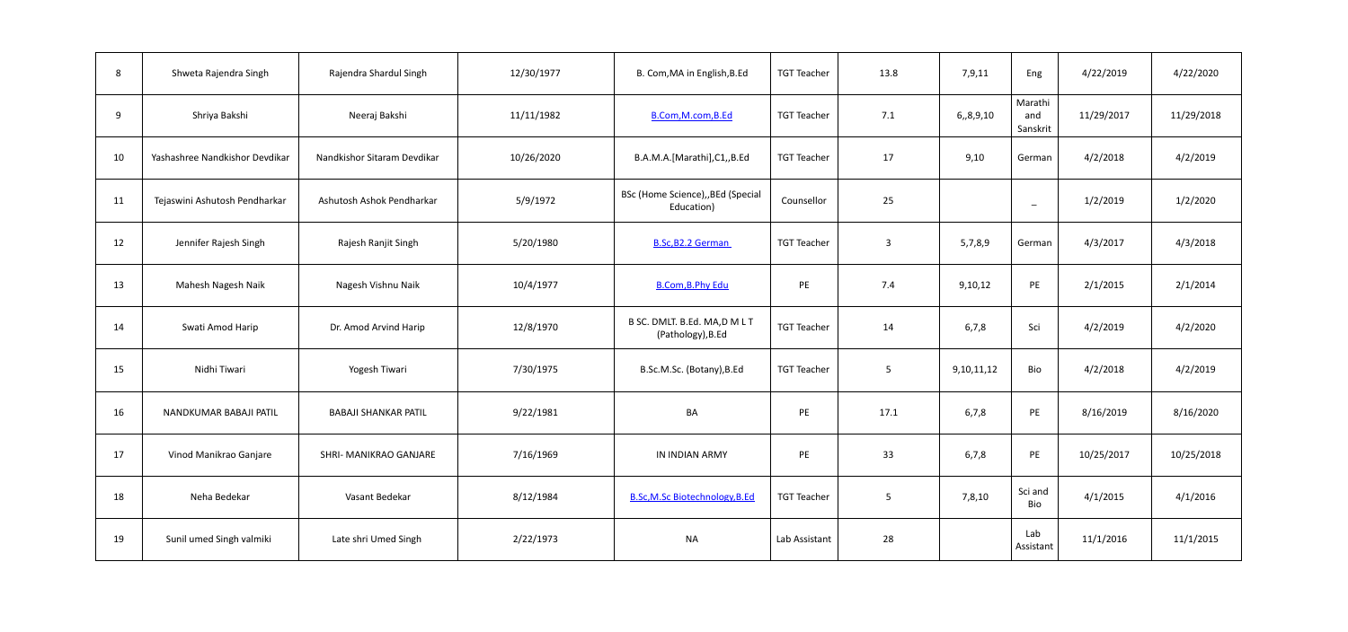| 8 | Shweta Rajendra Singh | Rajendra Shardul Singh | 12/30/1977 | B. Com,MA in English,B.Ed | TGT Teacher | 13.8 | 7,9,11 | Eng | 4/22/2019 | 4/22/2020 |
|---|---|---|---|---|---|---|---|---|---|---|
| 9 | Shriya Bakshi | Neeraj Bakshi | 11/11/1982 | B.Com,M.com,B.Ed | TGT Teacher | 7.1 | 6,,8,9,10 | Marathi and Sanskrit | 11/29/2017 | 11/29/2018 |
| 10 | Yashashree Nandkishor Devdikar | Nandkishor Sitaram Devdikar | 10/26/2020 | B.A.M.A.[Marathi],C1,,B.Ed | TGT Teacher | 17 | 9,10 | German | 4/2/2018 | 4/2/2019 |
| 11 | Tejaswini Ashutosh Pendharkar | Ashutosh Ashok Pendharkar | 5/9/1972 | BSc (Home Science),,BEd (Special Education) | Counsellor | 25 | | – | 1/2/2019 | 1/2/2020 |
| 12 | Jennifer Rajesh Singh | Rajesh Ranjit Singh | 5/20/1980 | B.Sc,B2.2 German | TGT Teacher | 3 | 5,7,8,9 | German | 4/3/2017 | 4/3/2018 |
| 13 | Mahesh Nagesh Naik | Nagesh Vishnu Naik | 10/4/1977 | B.Com,B.Phy Edu | PE | 7.4 | 9,10,12 | PE | 2/1/2015 | 2/1/2014 |
| 14 | Swati Amod Harip | Dr. Amod Arvind Harip | 12/8/1970 | B SC. DMLT. B.Ed. MA,D M L T (Pathology),B.Ed | TGT Teacher | 14 | 6,7,8 | Sci | 4/2/2019 | 4/2/2020 |
| 15 | Nidhi Tiwari | Yogesh Tiwari | 7/30/1975 | B.Sc.M.Sc. (Botany),B.Ed | TGT Teacher | 5 | 9,10,11,12 | Bio | 4/2/2018 | 4/2/2019 |
| 16 | NANDKUMAR BABAJI PATIL | BABAJI SHANKAR PATIL | 9/22/1981 | BA | PE | 17.1 | 6,7,8 | PE | 8/16/2019 | 8/16/2020 |
| 17 | Vinod Manikrao Ganjare | SHRI- MANIKRAO GANJARE | 7/16/1969 | IN INDIAN ARMY | PE | 33 | 6,7,8 | PE | 10/25/2017 | 10/25/2018 |
| 18 | Neha Bedekar | Vasant Bedekar | 8/12/1984 | B.Sc,M.Sc Biotechnology,B.Ed | TGT Teacher | 5 | 7,8,10 | Sci and Bio | 4/1/2015 | 4/1/2016 |
| 19 | Sunil umed Singh valmiki | Late shri Umed Singh | 2/22/1973 | NA | Lab Assistant | 28 | | Lab Assistant | 11/1/2016 | 11/1/2015 |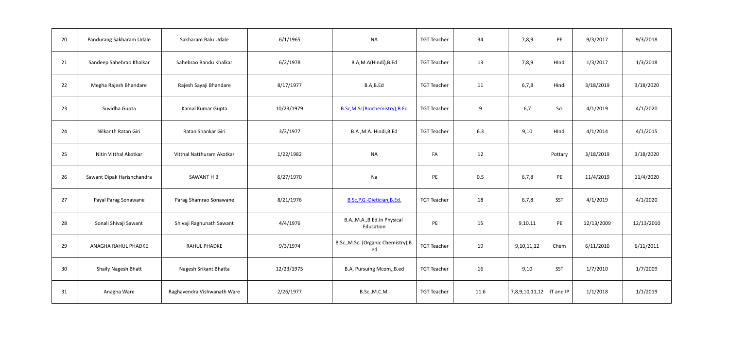| | | | | | | | | | | |
|---|---|---|---|---|---|---|---|---|---|---|
| 20 | Pandurang Sakharam Udale | Sakharam Balu Udale | 6/1/1965 | NA | TGT Teacher | 34 | 7,8,9 | PE | 9/3/2017 | 9/3/2018 |
| 21 | Sandeep Sahebrao Khalkar | Sahebrao Bandu Khalkar | 6/2/1978 | B.A,M.A(Hindi),B.Ed | TGT Teacher | 13 | 7,8,9 | HIndi | 1/3/2017 | 1/3/2018 |
| 22 | Megha Rajesh Bhandare | Rajesh Sayaji Bhandare | 8/17/1977 | B.A,B.Ed | TGT Teacher | 11 | 6,7,8 | Hindi | 3/18/2019 | 3/18/2020 |
| 23 | Suvidha Gupta | Kamal Kumar Gupta | 10/23/1979 | B.Sc,M.Sc(Biochemistry),B.Ed | TGT Teacher | 9 | 6,7 | Sci | 4/1/2019 | 4/1/2020 |
| 24 | Nilkanth Ratan Giri | Ratan Shankar Giri | 3/3/1977 | B.A ,M.A. Hindi,B.Ed | TGT Teacher | 6.3 | 9,10 | HIndi | 4/1/2014 | 4/1/2015 |
| 25 | Nitin Vitthal Akotkar | Vitthal Natthuram Akotkar | 1/22/1982 | NA | FA | 12 | | Pottary | 3/18/2019 | 3/18/2020 |
| 26 | Sawant Dipak Harishchandra | SAWANT H B | 6/27/1970 | Na | PE | 0.5 | 6,7,8 | PE | 11/4/2019 | 11/4/2020 |
| 27 | Payal Parag Sonawane | Parag Shamrao Sonawane | 8/21/1976 | B.Sc,P.G.-Dietician,B.Ed. | TGT Teacher | 18 | 6,7,8 | SST | 4/1/2019 | 4/1/2020 |
| 28 | Sonali Shivaji Sawant | Shivaji Raghunath Sawant | 4/4/1976 | B.A.,M.A.,B.Ed.In Physical Education | PE | 15 | 9,10,11 | PE | 12/13/2009 | 12/13/2010 |
| 29 | ANAGHA RAHUL PHADKE | RAHUL PHADKE | 9/3/1974 | B.Sc.,M.Sc. (Organic Chemistry),B.ed | TGT Teacher | 19 | 9,10,11,12 | Chem | 6/11/2010 | 6/11/2011 |
| 30 | Shaily Nagesh Bhatt | Nagesh Srikant Bhatta | 12/23/1975 | B.A, Pursuing Mcom,,B.ed | TGT Teacher | 16 | 9,10 | SST | 1/7/2010 | 1/7/2009 |
| 31 | Anagha Ware | Raghavendra Vishwanath Ware | 2/26/1977 | B.Sc.,M.C.M. | TGT Teacher | 11.6 | 7,8,9,10,11,12 | IT and IP | 1/1/2018 | 1/1/2019 |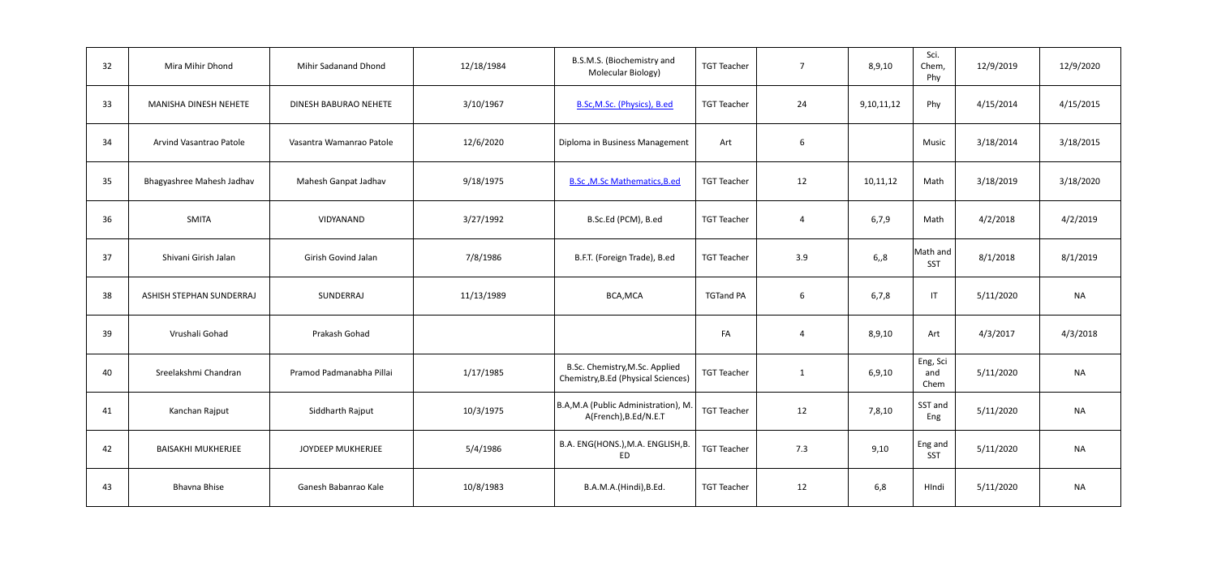| 32 | Mira Mihir Dhond | Mihir Sadanand Dhond | 12/18/1984 | B.S.M.S. (Biochemistry and Molecular Biology) | TGT Teacher | 7 | 8,9,10 | Sci. Chem, Phy | 12/9/2019 | 12/9/2020 |
|---|---|---|---|---|---|---|---|---|---|---|
| 33 | MANISHA DINESH NEHETE | DINESH BABURAO NEHETE | 3/10/1967 | B.Sc,M.Sc. (Physics), B.ed | TGT Teacher | 24 | 9,10,11,12 | Phy | 4/15/2014 | 4/15/2015 |
| 34 | Arvind Vasantrao Patole | Vasantra Wamanrao Patole | 12/6/2020 | Diploma in Business Management | Art | 6 | | Music | 3/18/2014 | 3/18/2015 |
| 35 | Bhagyashree Mahesh Jadhav | Mahesh Ganpat Jadhav | 9/18/1975 | B.Sc ,M.Sc Mathematics,B.ed | TGT Teacher | 12 | 10,11,12 | Math | 3/18/2019 | 3/18/2020 |
| 36 | SMITA | VIDYANAND | 3/27/1992 | B.Sc.Ed (PCM), B.ed | TGT Teacher | 4 | 6,7,9 | Math | 4/2/2018 | 4/2/2019 |
| 37 | Shivani Girish Jalan | Girish Govind Jalan | 7/8/1986 | B.F.T. (Foreign Trade), B.ed | TGT Teacher | 3.9 | 6,,8 | Math and SST | 8/1/2018 | 8/1/2019 |
| 38 | ASHISH STEPHAN SUNDERRAJ | SUNDERRAJ | 11/13/1989 | BCA,MCA | TGTand PA | 6 | 6,7,8 | IT | 5/11/2020 | NA |
| 39 | Vrushali Gohad | Prakash Gohad | | | FA | 4 | 8,9,10 | Art | 4/3/2017 | 4/3/2018 |
| 40 | Sreelakshmi Chandran | Pramod Padmanabha Pillai | 1/17/1985 | B.Sc. Chemistry,M.Sc. Applied Chemistry,B.Ed (Physical Sciences) | TGT Teacher | 1 | 6,9,10 | Eng, Sci and Chem | 5/11/2020 | NA |
| 41 | Kanchan Rajput | Siddharth Rajput | 10/3/1975 | B.A,M.A (Public Administration), M. A(French),B.Ed/N.E.T | TGT Teacher | 12 | 7,8,10 | SST and Eng | 5/11/2020 | NA |
| 42 | BAISAKHI MUKHERJEE | JOYDEEP MUKHERJEE | 5/4/1986 | B.A. ENG(HONS.),M.A. ENGLISH,B. ED | TGT Teacher | 7.3 | 9,10 | Eng and SST | 5/11/2020 | NA |
| 43 | Bhavna Bhise | Ganesh Babanrao Kale | 10/8/1983 | B.A.M.A.(Hindi),B.Ed. | TGT Teacher | 12 | 6,8 | HIndi | 5/11/2020 | NA |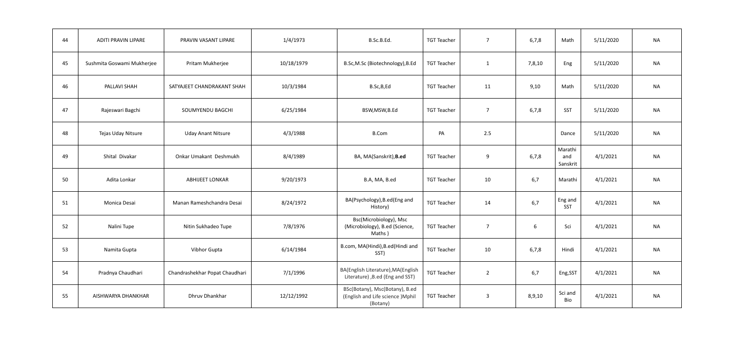| | | | | | | | | | | |
|---|---|---|---|---|---|---|---|---|---|---|
| 44 | ADITI PRAVIN LIPARE | PRAVIN VASANT LIPARE | 1/4/1973 | B.Sc.B.Ed. | TGT Teacher | 7 | 6,7,8 | Math | 5/11/2020 | NA |
| 45 | Sushmita Goswami Mukherjee | Pritam Mukherjee | 10/18/1979 | B.Sc,M.Sc (Biotechnology),B.Ed | TGT Teacher | 1 | 7,8,10 | Eng | 5/11/2020 | NA |
| 46 | PALLAVI SHAH | SATYAJEET CHANDRAKANT SHAH | 10/3/1984 | B.Sc,B,Ed | TGT Teacher | 11 | 9,10 | Math | 5/11/2020 | NA |
| 47 | Rajeswari Bagchi | SOUMYENDU BAGCHI | 6/25/1984 | BSW,MSW,B.Ed | TGT Teacher | 7 | 6,7,8 | SST | 5/11/2020 | NA |
| 48 | Tejas Uday Nitsure | Uday Anant Nitsure | 4/3/1988 | B.Com | PA | 2.5 | | Dance | 5/11/2020 | NA |
| 49 | Shital Divakar | Onkar Umakant Deshmukh | 8/4/1989 | BA, MA(Sanskrit),**B.ed** | TGT Teacher | 9 | 6,7,8 | Marathi and Sanskrit | 4/1/2021 | NA |
| 50 | Adita Lonkar | ABHIJEET LONKAR | 9/20/1973 | B.A, MA, B.ed | TGT Teacher | 10 | 6,7 | Marathi | 4/1/2021 | NA |
| 51 | Monica Desai | Manan Rameshchandra Desai | 8/24/1972 | BA(Psychology),B.ed(Eng and History) | TGT Teacher | 14 | 6,7 | Eng and SST | 4/1/2021 | NA |
| 52 | Nalini Tupe | Nitin Sukhadeo Tupe | 7/8/1976 | Bsc(Microbiology), Msc (Microbiology), B.ed (Science, Maths ) | TGT Teacher | 7 | 6 | Sci | 4/1/2021 | NA |
| 53 | Namita Gupta | Vibhor Gupta | 6/14/1984 | B.com, MA(Hindi),B.ed(Hindi and SST) | TGT Teacher | 10 | 6,7,8 | Hindi | 4/1/2021 | NA |
| 54 | Pradnya Chaudhari | Chandrashekhar Popat Chaudhari | 7/1/1996 | BA(English Literature),MA(English Literature) ,B.ed (Eng and SST) | TGT Teacher | 2 | 6,7 | Eng,SST | 4/1/2021 | NA |
| 55 | AISHWARYA DHANKHAR | Dhruv Dhankhar | 12/12/1992 | BSc(Botany), Msc(Botany), B.ed (English and Life science )Mphil (Botany) | TGT Teacher | 3 | 8,9,10 | Sci and Bio | 4/1/2021 | NA |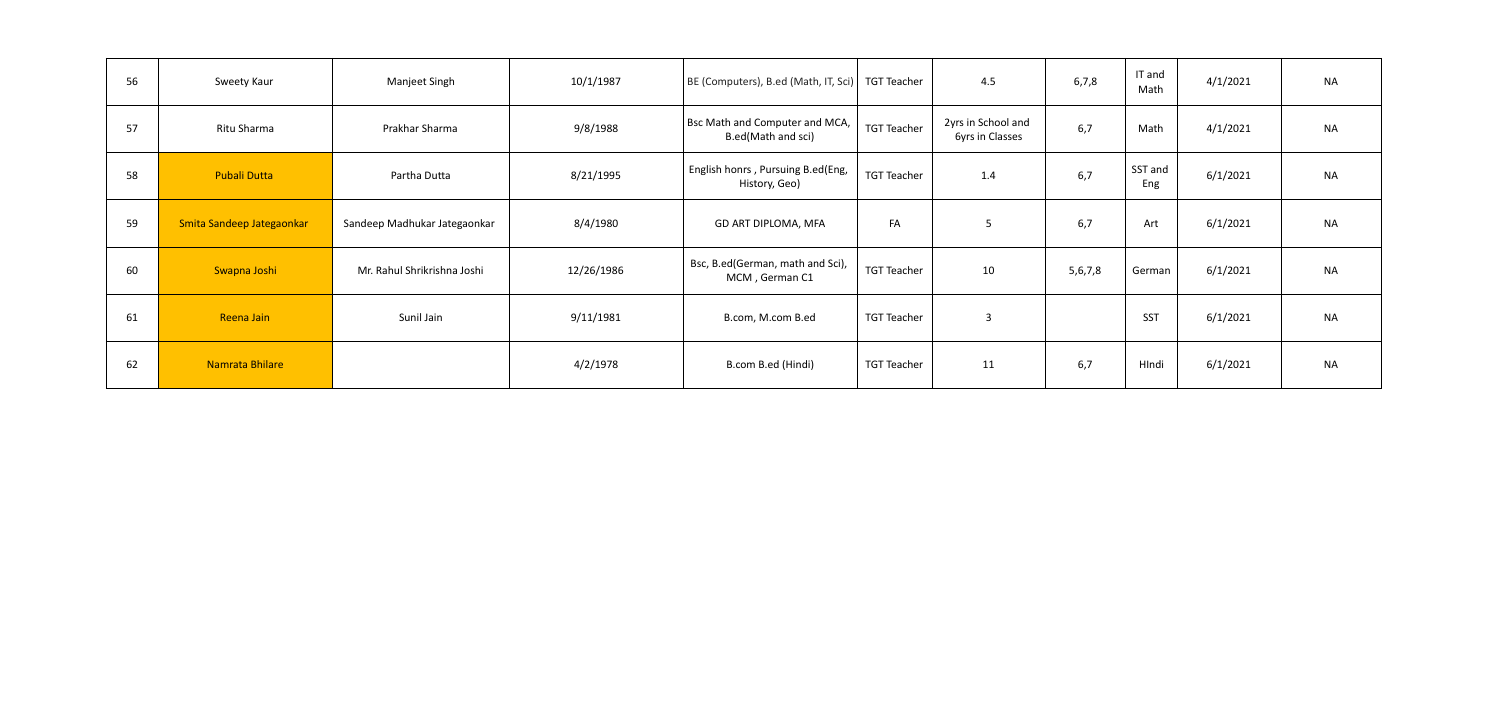| | | | | | | | | | | |
|---|---|---|---|---|---|---|---|---|---|---|
| 56 | Sweety Kaur | Manjeet Singh | 10/1/1987 | BE (Computers), B.ed (Math, IT, Sci) | TGT Teacher | 4.5 | 6,7,8 | IT and Math | 4/1/2021 | NA |
| 57 | Ritu Sharma | Prakhar Sharma | 9/8/1988 | Bsc Math and Computer and MCA, B.ed(Math and sci) | TGT Teacher | 2yrs in School and 6yrs in Classes | 6,7 | Math | 4/1/2021 | NA |
| 58 | Pubali Dutta | Partha Dutta | 8/21/1995 | English honrs , Pursuing B.ed(Eng, History, Geo) | TGT Teacher | 1.4 | 6,7 | SST and Eng | 6/1/2021 | NA |
| 59 | Smita Sandeep Jategaonkar | Sandeep Madhukar Jategaonkar | 8/4/1980 | GD ART DIPLOMA, MFA | FA | 5 | 6,7 | Art | 6/1/2021 | NA |
| 60 | Swapna Joshi | Mr. Rahul Shrikrishna Joshi | 12/26/1986 | Bsc, B.ed(German, math and Sci), MCM , German C1 | TGT Teacher | 10 | 5,6,7,8 | German | 6/1/2021 | NA |
| 61 | Reena Jain | Sunil Jain | 9/11/1981 | B.com, M.com B.ed | TGT Teacher | 3 | | SST | 6/1/2021 | NA |
| 62 | Namrata Bhilare | | 4/2/1978 | B.com B.ed (Hindi) | TGT Teacher | 11 | 6,7 | HIndi | 6/1/2021 | NA |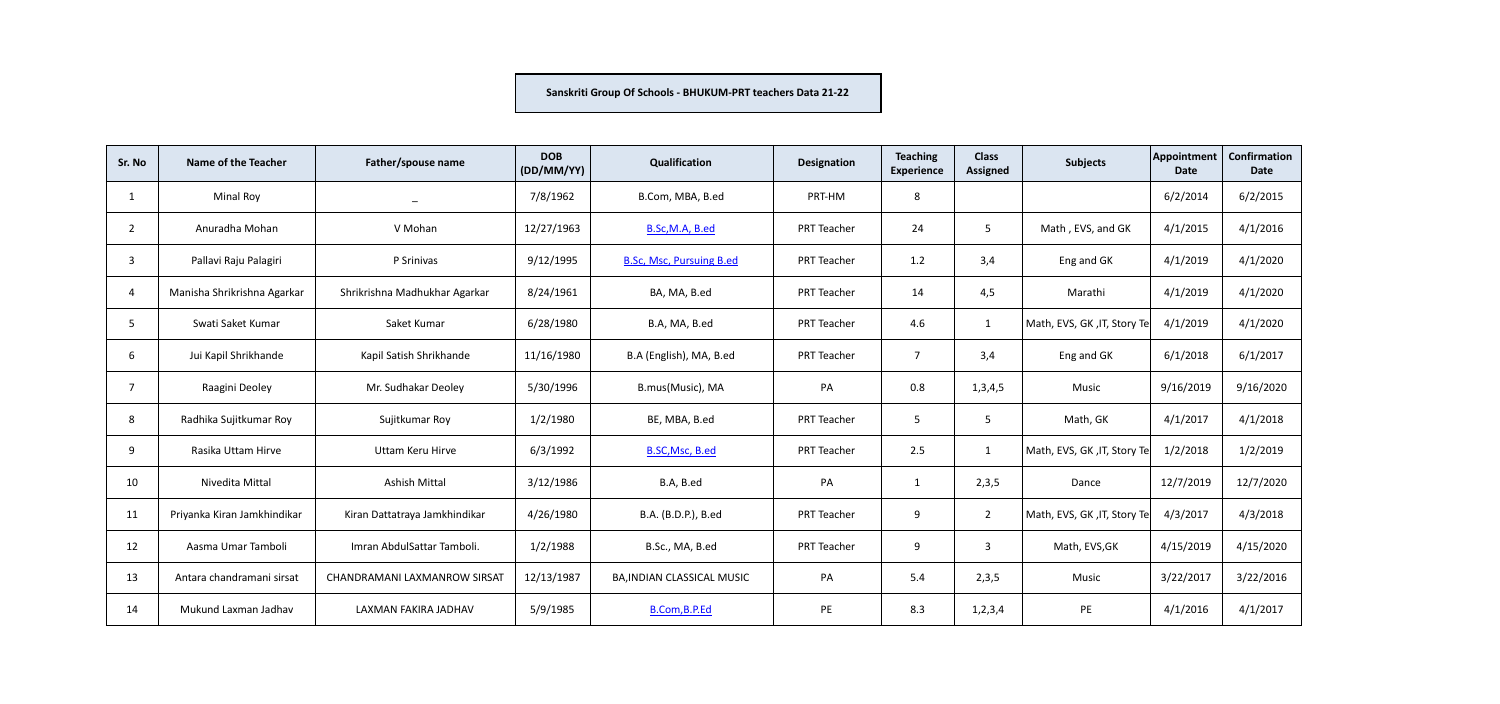**Sanskriti Group Of Schools - BHUKUM-PRT teachers Data 21-22**

| Sr. No | Name of the Teacher | Father/spouse name | DOB (DD/MM/YY) | Qualification | Designation | Teaching Experience | Class Assigned | Subjects | Appointment Date | Confirmation Date |
|---|---|---|---|---|---|---|---|---|---|---|
| 1 | Minal Roy | _ | 7/8/1962 | B.Com, MBA, B.ed | PRT-HM | 8 | | | 6/2/2014 | 6/2/2015 |
| 2 | Anuradha Mohan | V Mohan | 12/27/1963 | B.Sc,M.A, B.ed | PRT Teacher | 24 | 5 | Math , EVS, and GK | 4/1/2015 | 4/1/2016 |
| 3 | Pallavi Raju Palagiri | P Srinivas | 9/12/1995 | B.Sc, Msc, Pursuing B.ed | PRT Teacher | 1.2 | 3,4 | Eng and GK | 4/1/2019 | 4/1/2020 |
| 4 | Manisha Shrikrishna Agarkar | Shrikrishna Madhukhar Agarkar | 8/24/1961 | BA, MA, B.ed | PRT Teacher | 14 | 4,5 | Marathi | 4/1/2019 | 4/1/2020 |
| 5 | Swati Saket Kumar | Saket Kumar | 6/28/1980 | B.A, MA, B.ed | PRT Teacher | 4.6 | 1 | Math, EVS, GK ,IT, Story Te | 4/1/2019 | 4/1/2020 |
| 6 | Jui Kapil Shrikhande | Kapil Satish Shrikhande | 11/16/1980 | B.A (English), MA, B.ed | PRT Teacher | 7 | 3,4 | Eng and GK | 6/1/2018 | 6/1/2017 |
| 7 | Raagini Deoley | Mr. Sudhakar Deoley | 5/30/1996 | B.mus(Music), MA | PA | 0.8 | 1,3,4,5 | Music | 9/16/2019 | 9/16/2020 |
| 8 | Radhika Sujitkumar Roy | Sujitkumar Roy | 1/2/1980 | BE, MBA, B.ed | PRT Teacher | 5 | 5 | Math, GK | 4/1/2017 | 4/1/2018 |
| 9 | Rasika Uttam Hirve | Uttam Keru Hirve | 6/3/1992 | B.SC,Msc, B.ed | PRT Teacher | 2.5 | 1 | Math, EVS, GK ,IT, Story Te | 1/2/2018 | 1/2/2019 |
| 10 | Nivedita Mittal | Ashish Mittal | 3/12/1986 | B.A, B.ed | PA | 1 | 2,3,5 | Dance | 12/7/2019 | 12/7/2020 |
| 11 | Priyanka Kiran Jamkhindikar | Kiran Dattatraya Jamkhindikar | 4/26/1980 | B.A. (B.D.P.), B.ed | PRT Teacher | 9 | 2 | Math, EVS, GK ,IT, Story Te | 4/3/2017 | 4/3/2018 |
| 12 | Aasma Umar Tamboli | Imran AbdulSattar Tamboli. | 1/2/1988 | B.Sc., MA, B.ed | PRT Teacher | 9 | 3 | Math, EVS,GK | 4/15/2019 | 4/15/2020 |
| 13 | Antara chandramani sirsat | CHANDRAMANI LAXMANROW SIRSAT | 12/13/1987 | BA,INDIAN CLASSICAL MUSIC | PA | 5.4 | 2,3,5 | Music | 3/22/2017 | 3/22/2016 |
| 14 | Mukund Laxman Jadhav | LAXMAN FAKIRA JADHAV | 5/9/1985 | B.Com,B.P.Ed | PE | 8.3 | 1,2,3,4 | PE | 4/1/2016 | 4/1/2017 |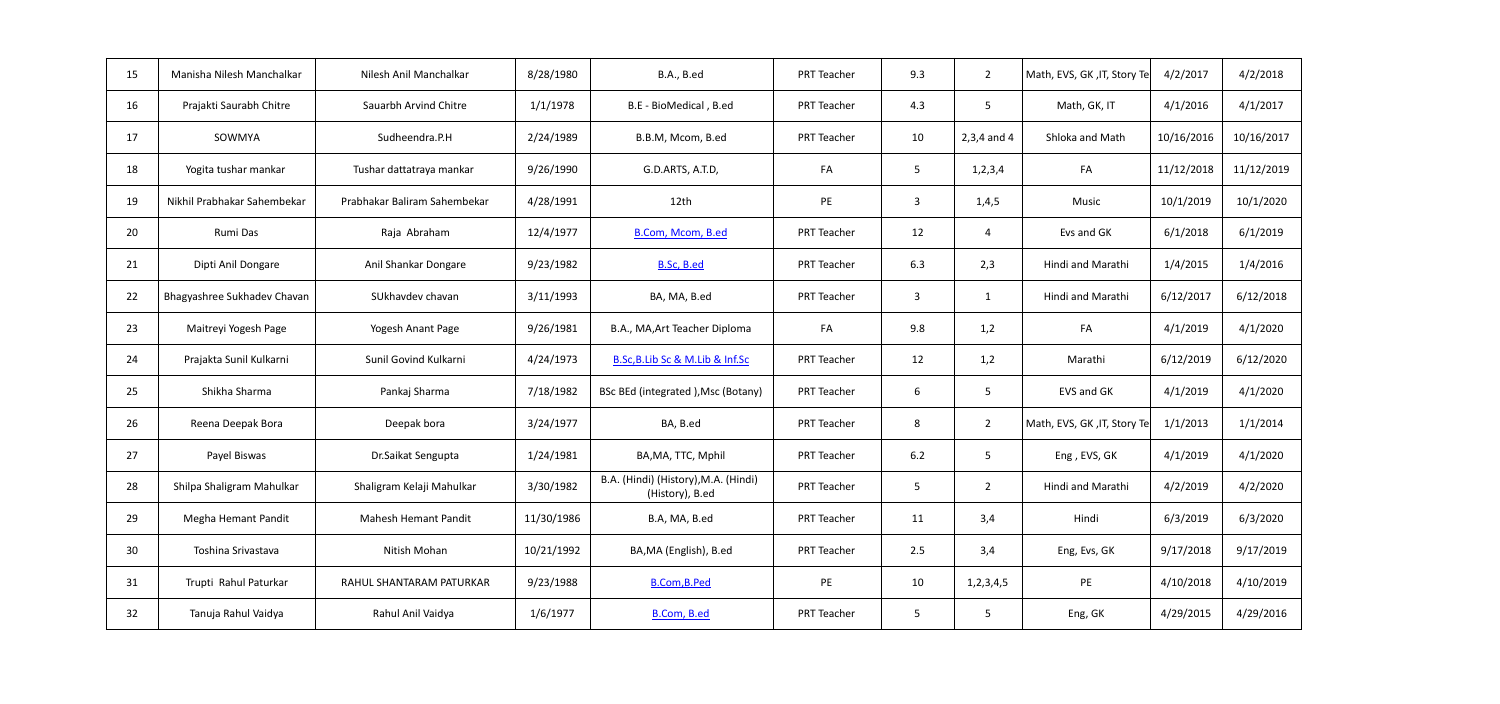| | | | | | | | | | | |
|---|---|---|---|---|---|---|---|---|---|---|
| 15 | Manisha Nilesh Manchalkar | Nilesh Anil Manchalkar | 8/28/1980 | B.A., B.ed | PRT Teacher | 9.3 | 2 | Math, EVS, GK ,IT, Story Te | 4/2/2017 | 4/2/2018 |
| 16 | Prajakti Saurabh Chitre | Sauarbh Arvind Chitre | 1/1/1978 | B.E - BioMedical , B.ed | PRT Teacher | 4.3 | 5 | Math, GK, IT | 4/1/2016 | 4/1/2017 |
| 17 | SOWMYA | Sudheendra.P.H | 2/24/1989 | B.B.M, Mcom, B.ed | PRT Teacher | 10 | 2,3,4 and 4 | Shloka and Math | 10/16/2016 | 10/16/2017 |
| 18 | Yogita tushar mankar | Tushar dattatraya mankar | 9/26/1990 | G.D.ARTS, A.T.D, | FA | 5 | 1,2,3,4 | FA | 11/12/2018 | 11/12/2019 |
| 19 | Nikhil Prabhakar Sahembekar | Prabhakar Baliram Sahembekar | 4/28/1991 | 12th | PE | 3 | 1,4,5 | Music | 10/1/2019 | 10/1/2020 |
| 20 | Rumi Das | Raja Abraham | 12/4/1977 | B.Com, Mcom, B.ed | PRT Teacher | 12 | 4 | Evs and GK | 6/1/2018 | 6/1/2019 |
| 21 | Dipti Anil Dongare | Anil Shankar Dongare | 9/23/1982 | B.Sc, B.ed | PRT Teacher | 6.3 | 2,3 | Hindi and Marathi | 1/4/2015 | 1/4/2016 |
| 22 | Bhagyashree Sukhadev Chavan | SUkhavdev chavan | 3/11/1993 | BA, MA, B.ed | PRT Teacher | 3 | 1 | Hindi and Marathi | 6/12/2017 | 6/12/2018 |
| 23 | Maitreyi Yogesh Page | Yogesh Anant Page | 9/26/1981 | B.A., MA,Art Teacher Diploma | FA | 9.8 | 1,2 | FA | 4/1/2019 | 4/1/2020 |
| 24 | Prajakta Sunil Kulkarni | Sunil Govind Kulkarni | 4/24/1973 | B.Sc,B.Lib Sc & M.Lib & Inf.Sc | PRT Teacher | 12 | 1,2 | Marathi | 6/12/2019 | 6/12/2020 |
| 25 | Shikha Sharma | Pankaj Sharma | 7/18/1982 | BSc BEd (integrated ),Msc (Botany) | PRT Teacher | 6 | 5 | EVS and GK | 4/1/2019 | 4/1/2020 |
| 26 | Reena Deepak Bora | Deepak bora | 3/24/1977 | BA, B.ed | PRT Teacher | 8 | 2 | Math, EVS, GK ,IT, Story Te | 1/1/2013 | 1/1/2014 |
| 27 | Payel Biswas | Dr.Saikat Sengupta | 1/24/1981 | BA,MA, TTC, Mphil | PRT Teacher | 6.2 | 5 | Eng , EVS, GK | 4/1/2019 | 4/1/2020 |
| 28 | Shilpa Shaligram Mahulkar | Shaligram Kelaji Mahulkar | 3/30/1982 | B.A. (Hindi) (History),M.A. (Hindi) (History), B.ed | PRT Teacher | 5 | 2 | Hindi and Marathi | 4/2/2019 | 4/2/2020 |
| 29 | Megha Hemant Pandit | Mahesh Hemant Pandit | 11/30/1986 | B.A, MA, B.ed | PRT Teacher | 11 | 3,4 | Hindi | 6/3/2019 | 6/3/2020 |
| 30 | Toshina Srivastava | Nitish Mohan | 10/21/1992 | BA,MA (English), B.ed | PRT Teacher | 2.5 | 3,4 | Eng, Evs, GK | 9/17/2018 | 9/17/2019 |
| 31 | Trupti Rahul Paturkar | RAHUL SHANTARAM PATURKAR | 9/23/1988 | B.Com,B.Ped | PE | 10 | 1,2,3,4,5 | PE | 4/10/2018 | 4/10/2019 |
| 32 | Tanuja Rahul Vaidya | Rahul Anil Vaidya | 1/6/1977 | B.Com, B.ed | PRT Teacher | 5 | 5 | Eng, GK | 4/29/2015 | 4/29/2016 |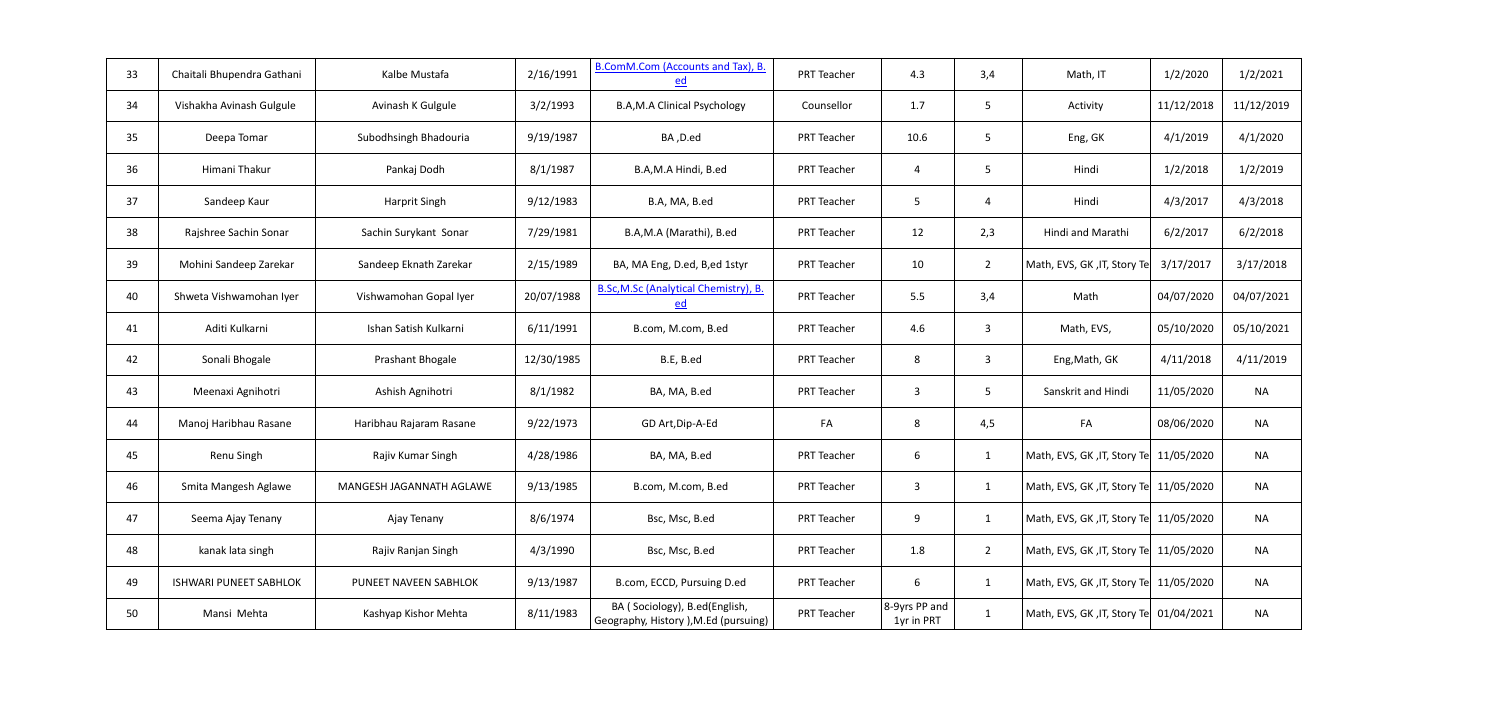| | | | | | | | | | | |
|---|---|---|---|---|---|---|---|---|---|---|
| 33 | Chaitali Bhupendra Gathani | Kalbe Mustafa | 2/16/1991 | B.ComM.Com (Accounts and Tax), B. ed | PRT Teacher | 4.3 | 3,4 | Math, IT | 1/2/2020 | 1/2/2021 |
| 34 | Vishakha Avinash Gulgule | Avinash K Gulgule | 3/2/1993 | B.A,M.A Clinical Psychology | Counsellor | 1.7 | 5 | Activity | 11/12/2018 | 11/12/2019 |
| 35 | Deepa Tomar | Subodhsingh Bhadouria | 9/19/1987 | BA ,D.ed | PRT Teacher | 10.6 | 5 | Eng, GK | 4/1/2019 | 4/1/2020 |
| 36 | Himani Thakur | Pankaj Dodh | 8/1/1987 | B.A,M.A Hindi, B.ed | PRT Teacher | 4 | 5 | Hindi | 1/2/2018 | 1/2/2019 |
| 37 | Sandeep Kaur | Harprit Singh | 9/12/1983 | B.A, MA, B.ed | PRT Teacher | 5 | 4 | Hindi | 4/3/2017 | 4/3/2018 |
| 38 | Rajshree Sachin Sonar | Sachin Surykant Sonar | 7/29/1981 | B.A,M.A (Marathi), B.ed | PRT Teacher | 12 | 2,3 | Hindi and Marathi | 6/2/2017 | 6/2/2018 |
| 39 | Mohini Sandeep Zarekar | Sandeep Eknath Zarekar | 2/15/1989 | BA, MA Eng, D.ed, B,ed 1styr | PRT Teacher | 10 | 2 | Math, EVS, GK ,IT, Story Te | 3/17/2017 | 3/17/2018 |
| 40 | Shweta Vishwamohan Iyer | Vishwamohan Gopal Iyer | 20/07/1988 | B.Sc,M.Sc (Analytical Chemistry), B. ed | PRT Teacher | 5.5 | 3,4 | Math | 04/07/2020 | 04/07/2021 |
| 41 | Aditi Kulkarni | Ishan Satish Kulkarni | 6/11/1991 | B.com, M.com, B.ed | PRT Teacher | 4.6 | 3 | Math, EVS, | 05/10/2020 | 05/10/2021 |
| 42 | Sonali Bhogale | Prashant Bhogale | 12/30/1985 | B.E, B.ed | PRT Teacher | 8 | 3 | Eng,Math, GK | 4/11/2018 | 4/11/2019 |
| 43 | Meenaxi Agnihotri | Ashish Agnihotri | 8/1/1982 | BA, MA, B.ed | PRT Teacher | 3 | 5 | Sanskrit and Hindi | 11/05/2020 | NA |
| 44 | Manoj Haribhau Rasane | Haribhau Rajaram Rasane | 9/22/1973 | GD Art,Dip-A-Ed | FA | 8 | 4,5 | FA | 08/06/2020 | NA |
| 45 | Renu Singh | Rajiv Kumar Singh | 4/28/1986 | BA, MA, B.ed | PRT Teacher | 6 | 1 | Math, EVS, GK ,IT, Story Te | 11/05/2020 | NA |
| 46 | Smita Mangesh Aglawe | MANGESH JAGANNATH AGLAWE | 9/13/1985 | B.com, M.com, B.ed | PRT Teacher | 3 | 1 | Math, EVS, GK ,IT, Story Te | 11/05/2020 | NA |
| 47 | Seema Ajay Tenany | Ajay Tenany | 8/6/1974 | Bsc, Msc, B.ed | PRT Teacher | 9 | 1 | Math, EVS, GK ,IT, Story Te | 11/05/2020 | NA |
| 48 | kanak lata singh | Rajiv Ranjan Singh | 4/3/1990 | Bsc, Msc, B.ed | PRT Teacher | 1.8 | 2 | Math, EVS, GK ,IT, Story Te | 11/05/2020 | NA |
| 49 | ISHWARI PUNEET SABHLOK | PUNEET NAVEEN SABHLOK | 9/13/1987 | B.com, ECCD, Pursuing D.ed | PRT Teacher | 6 | 1 | Math, EVS, GK ,IT, Story Te | 11/05/2020 | NA |
| 50 | Mansi Mehta | Kashyap Kishor Mehta | 8/11/1983 | BA ( Sociology), B.ed(English, Geography, History ),M.Ed (pursuing) | PRT Teacher | 8-9yrs PP and 1yr in PRT | 1 | Math, EVS, GK ,IT, Story Te | 01/04/2021 | NA |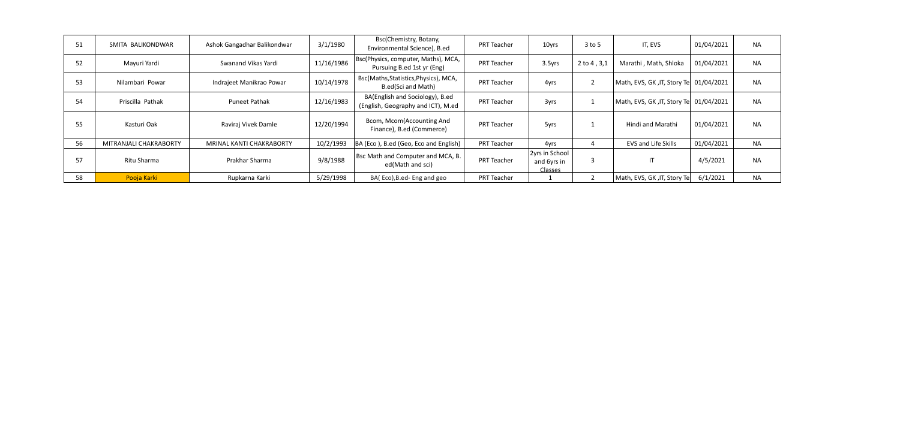| | | | | | | | | | | |
|---|---|---|---|---|---|---|---|---|---|---|
| 51 | SMITA BALIKONDWAR | Ashok Gangadhar Balikondwar | 3/1/1980 | Bsc(Chemistry, Botany, Environmental Science), B.ed | PRT Teacher | 10yrs | 3 to 5 | IT, EVS | 01/04/2021 | NA |
| 52 | Mayuri Yardi | Swanand Vikas Yardi | 11/16/1986 | Bsc(Physics, computer, Maths), MCA, Pursuing B.ed 1st yr (Eng) | PRT Teacher | 3.5yrs | 2 to 4 , 3,1 | Marathi , Math, Shloka | 01/04/2021 | NA |
| 53 | Nilambari Powar | Indrajeet Manikrao Powar | 10/14/1978 | Bsc(Maths,Statistics,Physics), MCA, B.ed(Sci and Math) | PRT Teacher | 4yrs | 2 | Math, EVS, GK ,IT, Story Te | 01/04/2021 | NA |
| 54 | Priscilla Pathak | Puneet Pathak | 12/16/1983 | BA(English and Sociology), B.ed (English, Geography and ICT), M.ed | PRT Teacher | 3yrs | 1 | Math, EVS, GK ,IT, Story Te | 01/04/2021 | NA |
| 55 | Kasturi Oak | Raviraj Vivek Damle | 12/20/1994 | Bcom, Mcom(Accounting And Finance), B.ed (Commerce) | PRT Teacher | 5yrs | 1 | Hindi and Marathi | 01/04/2021 | NA |
| 56 | MITRANJALI CHAKRABORTY | MRINAL KANTI CHAKRABORTY | 10/2/1993 | BA (Eco ), B.ed (Geo, Eco and English) | PRT Teacher | 4yrs | 4 | EVS and Life Skills | 01/04/2021 | NA |
| 57 | Ritu Sharma | Prakhar Sharma | 9/8/1988 | Bsc Math and Computer and MCA, B. ed(Math and sci) | PRT Teacher | 2yrs in School and 6yrs in Classes | 3 | IT | 4/5/2021 | NA |
| 58 | Pooja Karki | Rupkarna Karki | 5/29/1998 | BA( Eco),B.ed- Eng and geo | PRT Teacher | 1 | 2 | Math, EVS, GK ,IT, Story Te | 6/1/2021 | NA |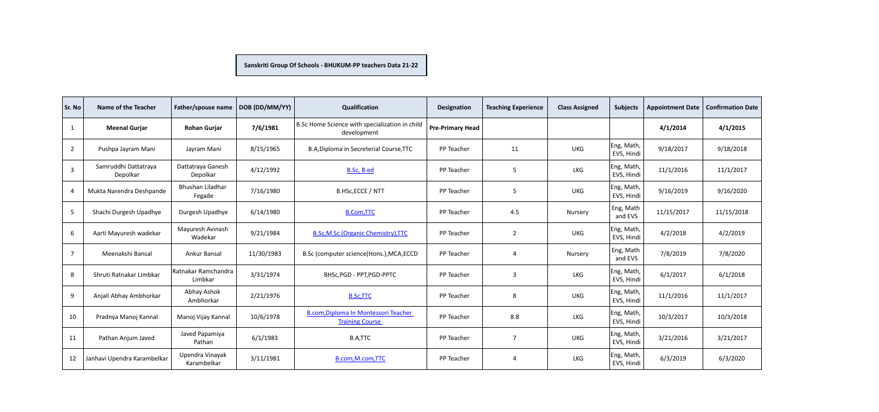**Sanskriti Group Of Schools - BHUKUM-PP teachers Data 21-22**

| Sr. No | Name of the Teacher | Father/spouse name | DOB (DD/MM/YY) | Qualification | Designation | Teaching Experience | Class Assigned | Subjects | Appointment Date | Confirmation Date |
|---|---|---|---|---|---|---|---|---|---|---|
| 1 | **Meenal Gurjar** | **Rohan Gurjar** | **7/6/1981** | B.Sc Home Science with specialization in child development | **Pre-Primary Head** | | | | **4/1/2014** | **4/1/2015** |
| 2 | Pushpa Jayram Mani | Jayram Mani | 8/15/1965 | B.A,Diploma in Secreterial Course,TTC | PP Teacher | 11 | UKG | Eng, Math, EVS, Hindi | 9/18/2017 | 9/18/2018 |
| 3 | Samruddhi Dattatraya Depolkar | Dattatraya Ganesh Depolkar | 4/12/1992 | B.Sc, B.ed | PP Teacher | 5 | LKG | Eng, Math, EVS, Hindi | 11/1/2016 | 11/1/2017 |
| 4 | Mukta Narendra Deshpande | Bhushan Liladhar Fegade | 7/16/1980 | B.HSc,ECCE / NTT | PP Teacher | 5 | UKG | Eng, Math, EVS, Hindi | 9/16/2019 | 9/16/2020 |
| 5 | Shachi Durgesh Upadhye | Durgesh Upadhye | 6/14/1980 | B.Com,TTC | PP Teacher | 4.5 | Nursery | Eng, Math and EVS | 11/15/2017 | 11/15/2018 |
| 6 | Aarti Mayuresh wadekar | Mayuresh Avinash Wadekar | 9/21/1984 | B.Sc,M.Sc (Organic Chemistry),TTC | PP Teacher | 2 | UKG | Eng, Math, EVS, Hindi | 4/2/2018 | 4/2/2019 |
| 7 | Meenakshi Bansal | Ankur Bansal | 11/30/1983 | B.Sc (computer science(Hons.),MCA,ECCD | PP Teacher | 4 | Nursery | Eng, Math and EVS | 7/8/2019 | 7/8/2020 |
| 8 | Shruti Ratnakar Limbkar | Ratnakar Ramchandra Limbkar | 3/31/1974 | BHSc,PGD - PPT,PGD-PPTC | PP Teacher | 3 | LKG | Eng, Math, EVS, Hindi | 6/1/2017 | 6/1/2018 |
| 9 | Anjali Abhay Ambhorkar | Abhay Ashok Ambhorkar | 2/21/1976 | B.Sc,TTC | PP Teacher | 8 | UKG | Eng, Math, EVS, Hindi | 11/1/2016 | 11/1/2017 |
| 10 | Pradnya Manoj Kannal | Manoj Vijay Kannal | 10/6/1978 | B.com,Diploma In Montessori Teacher Training Course | PP Teacher | 8.8 | LKG | Eng, Math, EVS, Hindi | 10/3/2017 | 10/3/2018 |
| 11 | Pathan Anjum Javed | Javed Papamiya Pathan | 6/1/1983 | B.A,TTC | PP Teacher | 7 | UKG | Eng, Math, EVS, Hindi | 3/21/2016 | 3/21/2017 |
| 12 | Janhavi Upendra Karambelkar | Upendra Vinayak Karambelkar | 3/11/1981 | B.com,M.com,TTC | PP Teacher | 4 | LKG | Eng, Math, EVS, Hindi | 6/3/2019 | 6/3/2020 |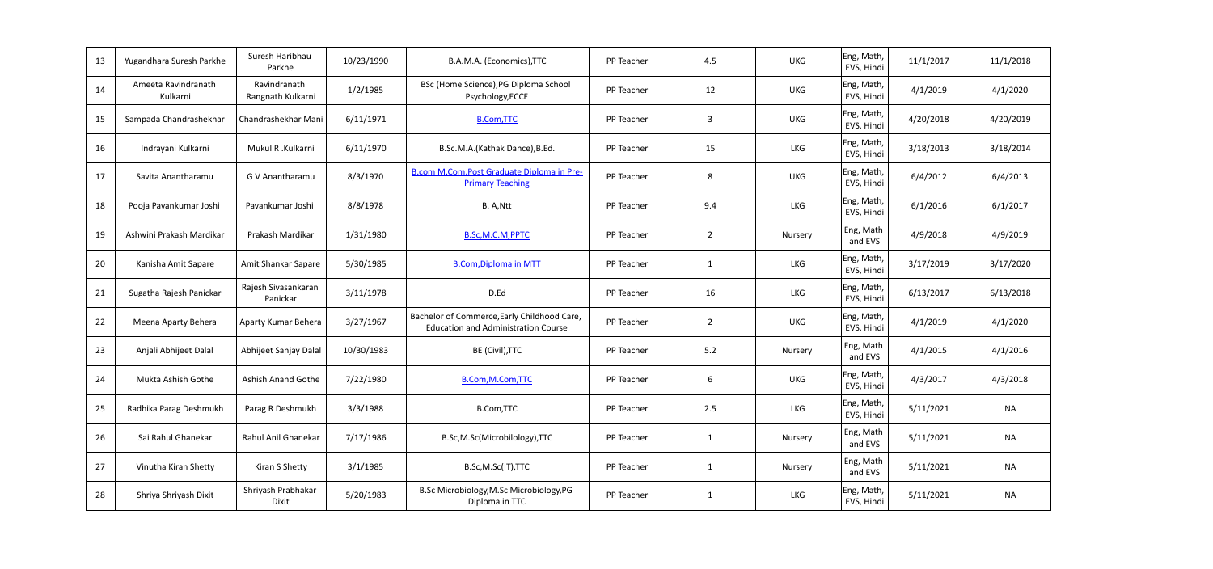| | | | | | | | | | | |
|---|---|---|---|---|---|---|---|---|---|---|
| 13 | Yugandhara Suresh Parkhe | Suresh Haribhau Parkhe | 10/23/1990 | B.A.M.A. (Economics),TTC | PP Teacher | 4.5 | UKG | Eng, Math, EVS, Hindi | 11/1/2017 | 11/1/2018 |
| 14 | Ameeta Ravindranath Kulkarni | Ravindranath Rangnath Kulkarni | 1/2/1985 | BSc (Home Science),PG Diploma School Psychology,ECCE | PP Teacher | 12 | UKG | Eng, Math, EVS, Hindi | 4/1/2019 | 4/1/2020 |
| 15 | Sampada Chandrashekhar | Chandrashekhar Mani | 6/11/1971 | B.Com,TTC | PP Teacher | 3 | UKG | Eng, Math, EVS, Hindi | 4/20/2018 | 4/20/2019 |
| 16 | Indrayani Kulkarni | Mukul R .Kulkarni | 6/11/1970 | B.Sc.M.A.(Kathak Dance),B.Ed. | PP Teacher | 15 | LKG | Eng, Math, EVS, Hindi | 3/18/2013 | 3/18/2014 |
| 17 | Savita Anantharamu | G V Anantharamu | 8/3/1970 | B.com M.Com,Post Graduate Diploma in Pre-Primary Teaching | PP Teacher | 8 | UKG | Eng, Math, EVS, Hindi | 6/4/2012 | 6/4/2013 |
| 18 | Pooja Pavankumar Joshi | Pavankumar Joshi | 8/8/1978 | B. A,Ntt | PP Teacher | 9.4 | LKG | Eng, Math, EVS, Hindi | 6/1/2016 | 6/1/2017 |
| 19 | Ashwini Prakash Mardikar | Prakash Mardikar | 1/31/1980 | B.Sc,M.C.M,PPTC | PP Teacher | 2 | Nursery | Eng, Math and EVS | 4/9/2018 | 4/9/2019 |
| 20 | Kanisha Amit Sapare | Amit Shankar Sapare | 5/30/1985 | B.Com,Diploma in MTT | PP Teacher | 1 | LKG | Eng, Math, EVS, Hindi | 3/17/2019 | 3/17/2020 |
| 21 | Sugatha Rajesh Panickar | Rajesh Sivasankaran Panickar | 3/11/1978 | D.Ed | PP Teacher | 16 | LKG | Eng, Math, EVS, Hindi | 6/13/2017 | 6/13/2018 |
| 22 | Meena Aparty Behera | Aparty Kumar Behera | 3/27/1967 | Bachelor of Commerce,Early Childhood Care, Education and Administration Course | PP Teacher | 2 | UKG | Eng, Math, EVS, Hindi | 4/1/2019 | 4/1/2020 |
| 23 | Anjali Abhijeet Dalal | Abhijeet Sanjay Dalal | 10/30/1983 | BE (Civil),TTC | PP Teacher | 5.2 | Nursery | Eng, Math and EVS | 4/1/2015 | 4/1/2016 |
| 24 | Mukta Ashish Gothe | Ashish Anand Gothe | 7/22/1980 | B.Com,M.Com,TTC | PP Teacher | 6 | UKG | Eng, Math, EVS, Hindi | 4/3/2017 | 4/3/2018 |
| 25 | Radhika Parag Deshmukh | Parag R Deshmukh | 3/3/1988 | B.Com,TTC | PP Teacher | 2.5 | LKG | Eng, Math, EVS, Hindi | 5/11/2021 | NA |
| 26 | Sai Rahul Ghanekar | Rahul Anil Ghanekar | 7/17/1986 | B.Sc,M.Sc(Microbilology),TTC | PP Teacher | 1 | Nursery | Eng, Math and EVS | 5/11/2021 | NA |
| 27 | Vinutha Kiran Shetty | Kiran S Shetty | 3/1/1985 | B.Sc,M.Sc(IT),TTC | PP Teacher | 1 | Nursery | Eng, Math and EVS | 5/11/2021 | NA |
| 28 | Shriya Shriyash Dixit | Shriyash Prabhakar Dixit | 5/20/1983 | B.Sc Microbiology,M.Sc Microbiology,PG Diploma in TTC | PP Teacher | 1 | LKG | Eng, Math, EVS, Hindi | 5/11/2021 | NA |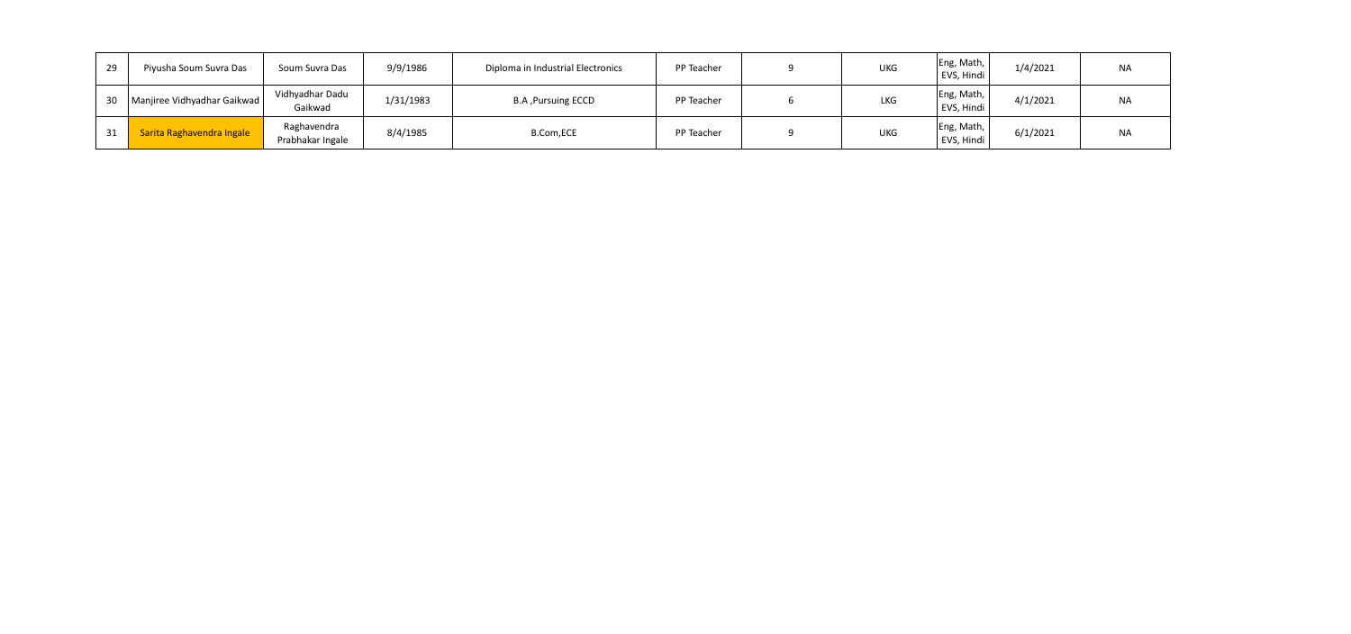| | | | | | | | | | | |
|---|---|---|---|---|---|---|---|---|---|---|
| 29 | Piyusha Soum Suvra Das | Soum Suvra Das | 9/9/1986 | Diploma in Industrial Electronics | PP Teacher | 9 | UKG | Eng, Math, EVS, Hindi | 1/4/2021 | NA |
| 30 | Manjiree Vidhyadhar Gaikwad | Vidhyadhar Dadu Gaikwad | 1/31/1983 | B.A ,Pursuing ECCD | PP Teacher | 6 | LKG | Eng, Math, EVS, Hindi | 4/1/2021 | NA |
| 31 | Sarita Raghavendra Ingale | Raghavendra Prabhakar Ingale | 8/4/1985 | B.Com,ECE | PP Teacher | 9 | UKG | Eng, Math, EVS, Hindi | 6/1/2021 | NA |